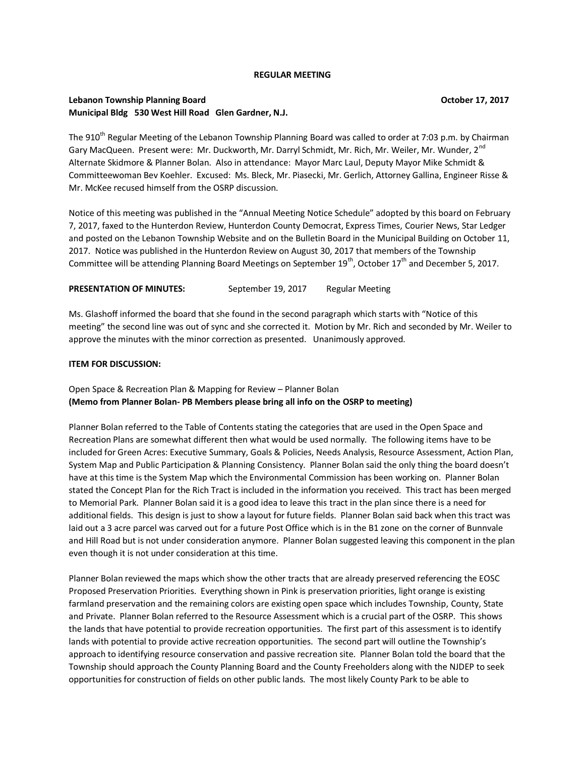**REGULAR MEETING**

**Lebanon Township Planning Board** **October 17, 2017**
**Municipal Bldg 530 West Hill Road Glen Gardner, N.J.**

The 910th Regular Meeting of the Lebanon Township Planning Board was called to order at 7:03 p.m. by Chairman Gary MacQueen. Present were: Mr. Duckworth, Mr. Darryl Schmidt, Mr. Rich, Mr. Weiler, Mr. Wunder, 2nd Alternate Skidmore & Planner Bolan. Also in attendance: Mayor Marc Laul, Deputy Mayor Mike Schmidt & Committeewoman Bev Koehler. Excused: Ms. Bleck, Mr. Piasecki, Mr. Gerlich, Attorney Gallina, Engineer Risse & Mr. McKee recused himself from the OSRP discussion.

Notice of this meeting was published in the "Annual Meeting Notice Schedule" adopted by this board on February 7, 2017, faxed to the Hunterdon Review, Hunterdon County Democrat, Express Times, Courier News, Star Ledger and posted on the Lebanon Township Website and on the Bulletin Board in the Municipal Building on October 11, 2017. Notice was published in the Hunterdon Review on August 30, 2017 that members of the Township Committee will be attending Planning Board Meetings on September 19th, October 17th and December 5, 2017.

**PRESENTATION OF MINUTES:** September 19, 2017 Regular Meeting

Ms. Glashoff informed the board that she found in the second paragraph which starts with "Notice of this meeting" the second line was out of sync and she corrected it. Motion by Mr. Rich and seconded by Mr. Weiler to approve the minutes with the minor correction as presented. Unanimously approved.

**ITEM FOR DISCUSSION:**

Open Space & Recreation Plan & Mapping for Review – Planner Bolan
**(Memo from Planner Bolan- PB Members please bring all info on the OSRP to meeting)**

Planner Bolan referred to the Table of Contents stating the categories that are used in the Open Space and Recreation Plans are somewhat different then what would be used normally. The following items have to be included for Green Acres: Executive Summary, Goals & Policies, Needs Analysis, Resource Assessment, Action Plan, System Map and Public Participation & Planning Consistency. Planner Bolan said the only thing the board doesn't have at this time is the System Map which the Environmental Commission has been working on. Planner Bolan stated the Concept Plan for the Rich Tract is included in the information you received. This tract has been merged to Memorial Park. Planner Bolan said it is a good idea to leave this tract in the plan since there is a need for additional fields. This design is just to show a layout for future fields. Planner Bolan said back when this tract was laid out a 3 acre parcel was carved out for a future Post Office which is in the B1 zone on the corner of Bunnvale and Hill Road but is not under consideration anymore. Planner Bolan suggested leaving this component in the plan even though it is not under consideration at this time.

Planner Bolan reviewed the maps which show the other tracts that are already preserved referencing the EOSC Proposed Preservation Priorities. Everything shown in Pink is preservation priorities, light orange is existing farmland preservation and the remaining colors are existing open space which includes Township, County, State and Private. Planner Bolan referred to the Resource Assessment which is a crucial part of the OSRP. This shows the lands that have potential to provide recreation opportunities. The first part of this assessment is to identify lands with potential to provide active recreation opportunities. The second part will outline the Township's approach to identifying resource conservation and passive recreation site. Planner Bolan told the board that the Township should approach the County Planning Board and the County Freeholders along with the NJDEP to seek opportunities for construction of fields on other public lands. The most likely County Park to be able to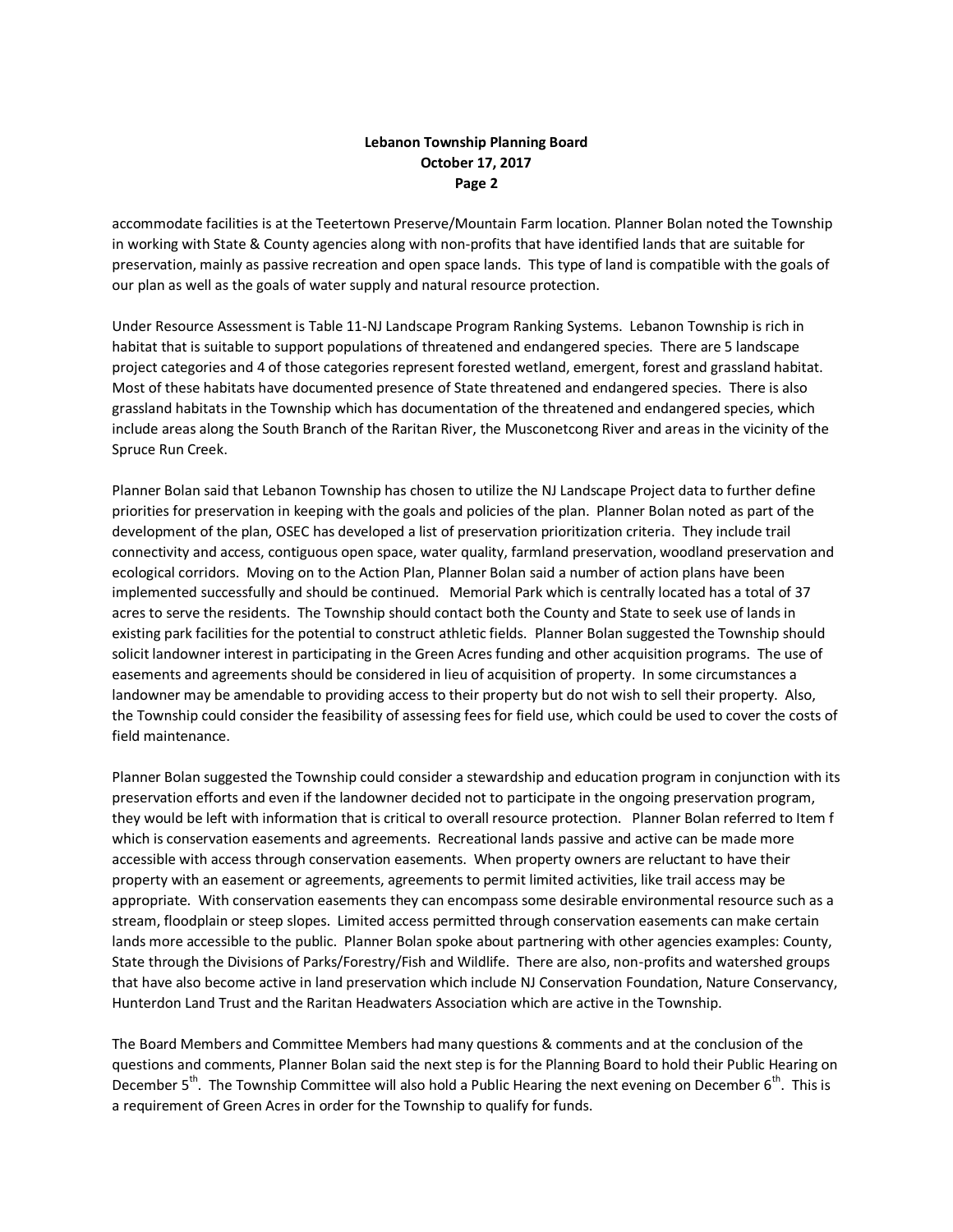accommodate facilities is at the Teetertown Preserve/Mountain Farm location. Planner Bolan noted the Township in working with State & County agencies along with non-profits that have identified lands that are suitable for preservation, mainly as passive recreation and open space lands. This type of land is compatible with the goals of our plan as well as the goals of water supply and natural resource protection.

Under Resource Assessment is Table 11-NJ Landscape Program Ranking Systems. Lebanon Township is rich in habitat that is suitable to support populations of threatened and endangered species. There are 5 landscape project categories and 4 of those categories represent forested wetland, emergent, forest and grassland habitat. Most of these habitats have documented presence of State threatened and endangered species. There is also grassland habitats in the Township which has documentation of the threatened and endangered species, which include areas along the South Branch of the Raritan River, the Musconetcong River and areas in the vicinity of the Spruce Run Creek.

Planner Bolan said that Lebanon Township has chosen to utilize the NJ Landscape Project data to further define priorities for preservation in keeping with the goals and policies of the plan. Planner Bolan noted as part of the development of the plan, OSEC has developed a list of preservation prioritization criteria. They include trail connectivity and access, contiguous open space, water quality, farmland preservation, woodland preservation and ecological corridors. Moving on to the Action Plan, Planner Bolan said a number of action plans have been implemented successfully and should be continued. Memorial Park which is centrally located has a total of 37 acres to serve the residents. The Township should contact both the County and State to seek use of lands in existing park facilities for the potential to construct athletic fields. Planner Bolan suggested the Township should solicit landowner interest in participating in the Green Acres funding and other acquisition programs. The use of easements and agreements should be considered in lieu of acquisition of property. In some circumstances a landowner may be amendable to providing access to their property but do not wish to sell their property. Also, the Township could consider the feasibility of assessing fees for field use, which could be used to cover the costs of field maintenance.

Planner Bolan suggested the Township could consider a stewardship and education program in conjunction with its preservation efforts and even if the landowner decided not to participate in the ongoing preservation program, they would be left with information that is critical to overall resource protection. Planner Bolan referred to Item f which is conservation easements and agreements. Recreational lands passive and active can be made more accessible with access through conservation easements. When property owners are reluctant to have their property with an easement or agreements, agreements to permit limited activities, like trail access may be appropriate. With conservation easements they can encompass some desirable environmental resource such as a stream, floodplain or steep slopes. Limited access permitted through conservation easements can make certain lands more accessible to the public. Planner Bolan spoke about partnering with other agencies examples: County, State through the Divisions of Parks/Forestry/Fish and Wildlife. There are also, non-profits and watershed groups that have also become active in land preservation which include NJ Conservation Foundation, Nature Conservancy, Hunterdon Land Trust and the Raritan Headwaters Association which are active in the Township.

The Board Members and Committee Members had many questions & comments and at the conclusion of the questions and comments, Planner Bolan said the next step is for the Planning Board to hold their Public Hearing on December 5th. The Township Committee will also hold a Public Hearing the next evening on December 6th. This is a requirement of Green Acres in order for the Township to qualify for funds.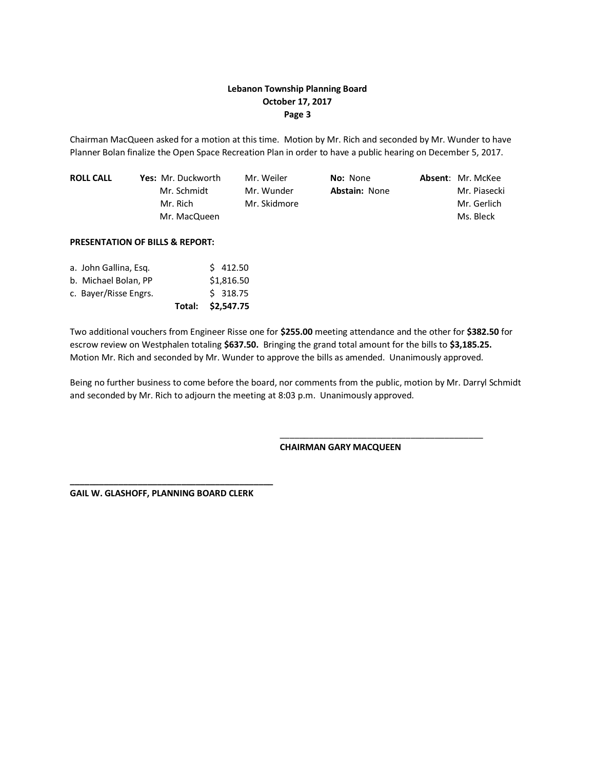Chairman MacQueen asked for a motion at this time. Motion by Mr. Rich and seconded by Mr. Wunder to have Planner Bolan finalize the Open Space Recreation Plan in order to have a public hearing on December 5, 2017.

| | | | | |
|---|---|---|---|---|
| **ROLL CALL** | **Yes:** Mr. Duckworth | Mr. Weiler | **No:** None | **Absent**: Mr. McKee |
| | Mr. Schmidt | Mr. Wunder | **Abstain:** None | Mr. Piasecki |
| | Mr. Rich | Mr. Skidmore | | Mr. Gerlich |
| | Mr. MacQueen | | | Ms. Bleck |

**PRESENTATION OF BILLS & REPORT:**

| | | |
|---|---|---|
| a. John Gallina, Esq. | | $ 412.50 |
| b. Michael Bolan, PP | | $1,816.50 |
| c. Bayer/Risse Engrs. | | $ 318.75 |
| | **Total:** | **$2,547.75** |

Two additional vouchers from Engineer Risse one for **$255.00** meeting attendance and the other for **$382.50** for escrow review on Westphalen totaling **$637.50.** Bringing the grand total amount for the bills to **$3,185.25.** Motion Mr. Rich and seconded by Mr. Wunder to approve the bills as amended. Unanimously approved.

Being no further business to come before the board, nor comments from the public, motion by Mr. Darryl Schmidt and seconded by Mr. Rich to adjourn the meeting at 8:03 p.m. Unanimously approved.

\_\_\_\_\_\_\_\_\_\_\_\_\_\_\_\_\_\_\_\_\_\_\_\_\_\_\_\_\_\_\_\_\_\_\_\_\_\_\_\_

**CHAIRMAN GARY MACQUEEN**

\_\_\_\_\_\_\_\_\_\_\_\_\_\_\_\_\_\_\_\_\_\_\_\_\_\_\_\_\_\_\_\_\_\_\_\_\_\_\_\_

**GAIL W. GLASHOFF, PLANNING BOARD CLERK**